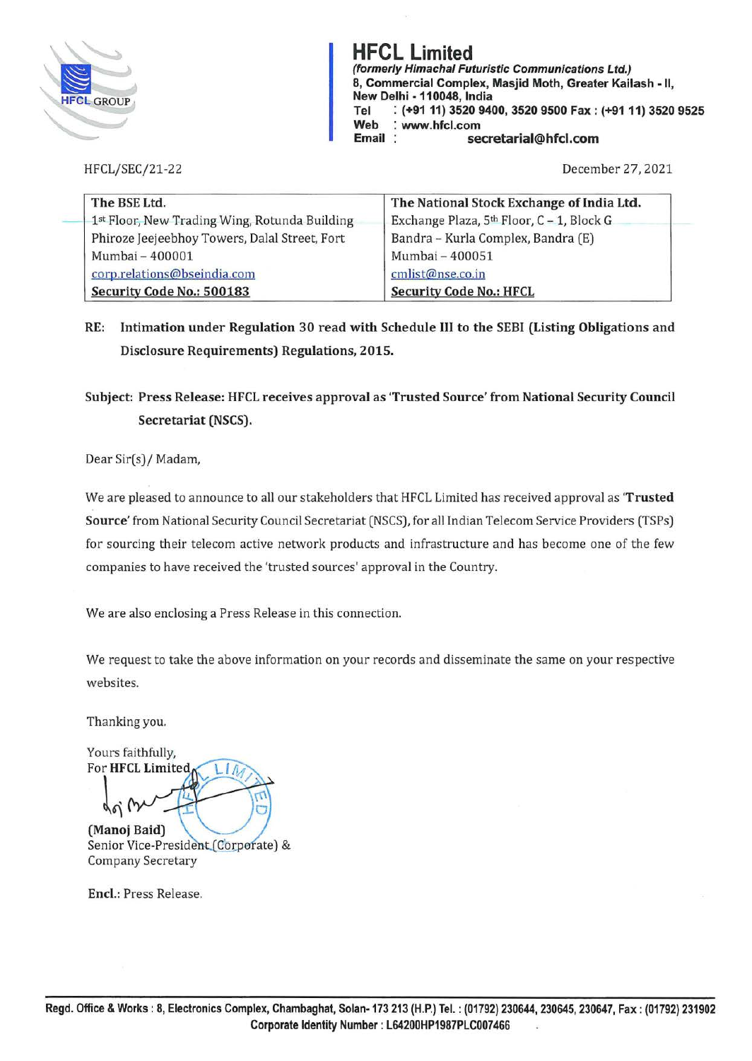# HFCL Limited

*(formerly Himachal Futuristic Communications Ltd.)*
**8, Commercial Complex, Masjid Moth, Greater Kailash - II, New Delhi - 110048, India**
**Tel : (+91 11) 3520 9400, 3520 9500 Fax : (+91 11) 3520 9525**
**Web : www.hfcl.com**
**Email : secretarial@hfcl.com**

HFCL/SEC/21-22

December 27, 2021

| The BSE Ltd. | The National Stock Exchange of India Ltd. |
|---|---|
| 1st Floor, New Trading Wing, Rotunda Building | Exchange Plaza, 5th Floor, C – 1, Block G |
| Phiroze Jeejeebhoy Towers, Dalal Street, Fort | Bandra – Kurla Complex, Bandra (E) |
| Mumbai – 400001 | Mumbai – 400051 |
| corp.relations@bseindia.com | cmlist@nse.co.in |
| **Security Code No.: 500183** | **Security Code No.: HFCL** |

**RE: Intimation under Regulation 30 read with Schedule III to the SEBI (Listing Obligations and Disclosure Requirements) Regulations, 2015.**

**Subject: Press Release: HFCL receives approval as 'Trusted Source' from National Security Council Secretariat (NSCS).**

Dear Sir(s) / Madam,

We are pleased to announce to all our stakeholders that HFCL Limited has received approval as '**Trusted Source**' from National Security Council Secretariat (NSCS), for all Indian Telecom Service Providers (TSPs) for sourcing their telecom active network products and infrastructure and has become one of the few companies to have received the 'trusted sources' approval in the Country.

We are also enclosing a Press Release in this connection.

We request to take the above information on your records and disseminate the same on your respective websites.

Thanking you.

Yours faithfully,
For **HFCL Limited**

**(Manoj Baid)**
Senior Vice-President (Corporate) &
Company Secretary

**Encl.:** Press Release.

**Regd. Office & Works : 8, Electronics Complex, Chambaghat, Solan- 173 213 (H.P.) Tel. : (01792) 230644, 230645, 230647, Fax : (01792) 231902**
**Corporate Identity Number : L64200HP1987PLC007466**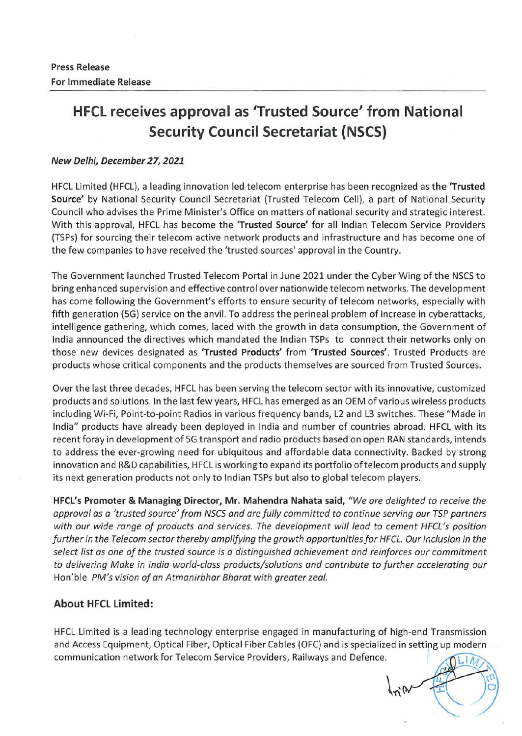**Press Release**
**For Immediate Release**

# HFCL receives approval as 'Trusted Source' from National Security Council Secretariat (NSCS)

***New Delhi, December 27, 2021***

HFCL Limited (HFCL), a leading innovation led telecom enterprise has been recognized as **the 'Trusted Source'** by National Security Council Secretariat (Trusted Telecom Cell), a part of National Security Council who advises the Prime Minister's Office on matters of national security and strategic interest. With this approval, HFCL has become the **'Trusted Source'** for all Indian Telecom Service Providers (TSPs) for sourcing their telecom active network products and infrastructure and has become one of the few companies to have received the 'trusted sources' approval in the Country.

The Government launched Trusted Telecom Portal in June 2021 under the Cyber Wing of the NSCS to bring enhanced supervision and effective control over nationwide telecom networks. The development has come following the Government's efforts to ensure security of telecom networks, especially with fifth generation (5G) service on the anvil. To address the perineal problem of increase in cyberattacks, intelligence gathering, which comes, laced with the growth in data consumption, the Government of India announced the directives which mandated the Indian TSPs to connect their networks only on those new devices designated as **'Trusted Products'** from **'Trusted Sources'**. Trusted Products are products whose critical components and the products themselves are sourced from Trusted Sources.

Over the last three decades, HFCL has been serving the telecom sector with its innovative, customized products and solutions. In the last few years, HFCL has emerged as an OEM of various wireless products including Wi-Fi, Point-to-point Radios in various frequency bands, L2 and L3 switches. These "Made in India" products have already been deployed in India and number of countries abroad. HFCL with its recent foray in development of 5G transport and radio products based on open RAN standards, intends to address the ever-growing need for ubiquitous and affordable data connectivity. Backed by strong innovation and R&D capabilities, HFCL is working to expand its portfolio of telecom products and supply its next generation products not only to Indian TSPs but also to global telecom players.

**HFCL's Promoter & Managing Director, Mr. Mahendra Nahata said,** *"We are delighted to receive the approval as a 'trusted source' from NSCS and are fully committed to continue serving our TSP partners with our wide range of products and services. The development will lead to cement HFCL's position further in the Telecom sector thereby amplifying the growth opportunities for HFCL. Our inclusion in the select list as one of the trusted source is a distinguished achievement and reinforces our commitment to delivering Make in India world-class products/solutions and contribute to further accelerating our* Hon'ble *PM's vision of an Atmanirbhar Bharat with greater zeal.*

## About HFCL Limited:

HFCL Limited is a leading technology enterprise engaged in manufacturing of high-end Transmission and Access Equipment, Optical Fiber, Optical Fiber Cables (OFC) and is specialized in setting up modern communication network for Telecom Service Providers, Railways and Defence.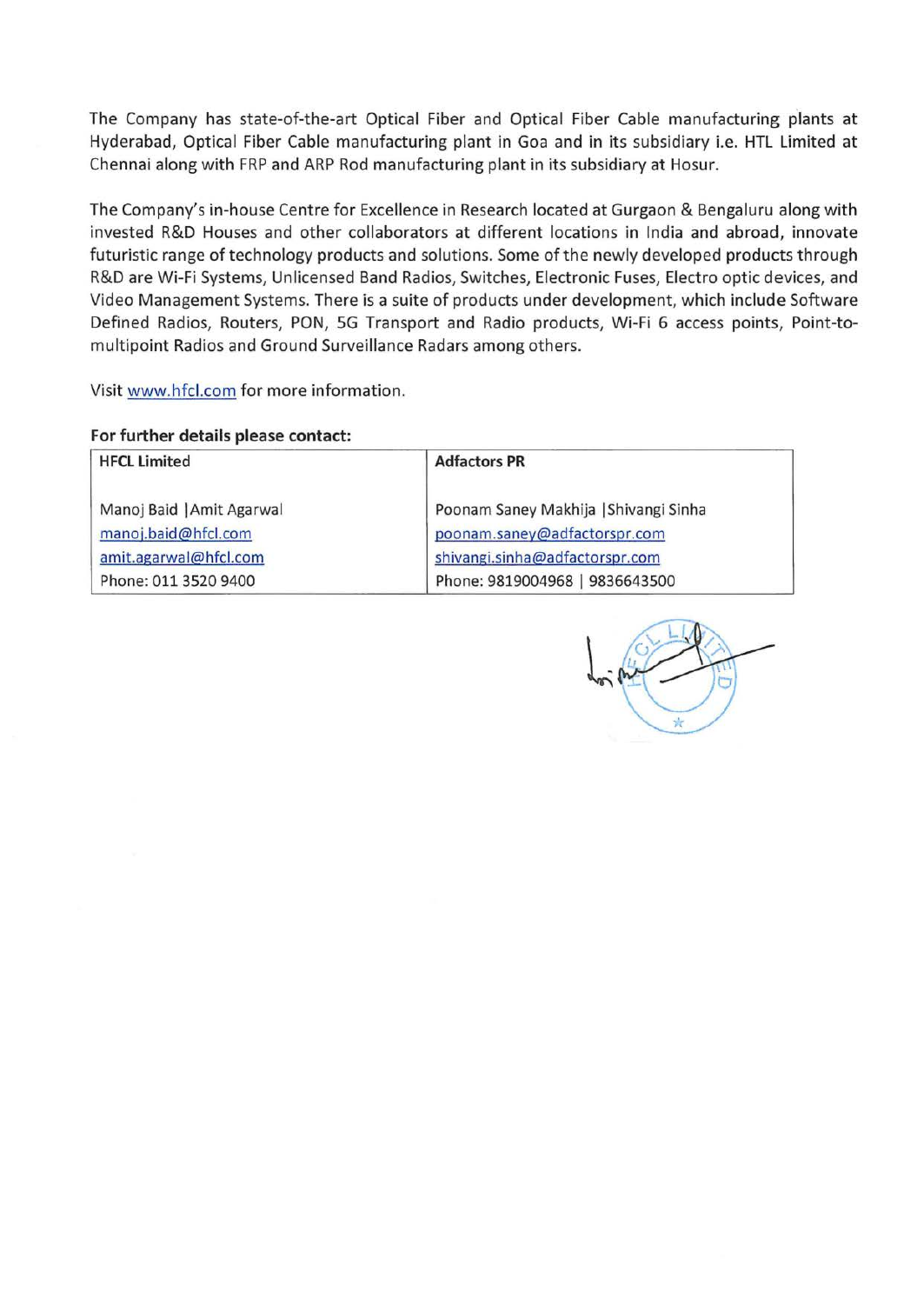The Company has state-of-the-art Optical Fiber and Optical Fiber Cable manufacturing plants at Hyderabad, Optical Fiber Cable manufacturing plant in Goa and in its subsidiary i.e. HTL Limited at Chennai along with FRP and ARP Rod manufacturing plant in its subsidiary at Hosur.

The Company's in-house Centre for Excellence in Research located at Gurgaon & Bengaluru along with invested R&D Houses and other collaborators at different locations in India and abroad, innovate futuristic range of technology products and solutions. Some of the newly developed products through R&D are Wi-Fi Systems, Unlicensed Band Radios, Switches, Electronic Fuses, Electro optic devices, and Video Management Systems. There is a suite of products under development, which include Software Defined Radios, Routers, PON, 5G Transport and Radio products, Wi-Fi 6 access points, Point-to-multipoint Radios and Ground Surveillance Radars among others.

Visit www.hfcl.com for more information.

**For further details please contact:**

| **HFCL Limited** | **Adfactors PR** |
|---|---|
| Manoj Baid \|Amit Agarwal<br>manoj.baid@hfcl.com<br>amit.agarwal@hfcl.com<br>Phone: 011 3520 9400 | Poonam Saney Makhija \|Shivangi Sinha<br>poonam.saney@adfactorspr.com<br>shivangi.sinha@adfactorspr.com<br>Phone: 9819004968 \| 9836643500 |